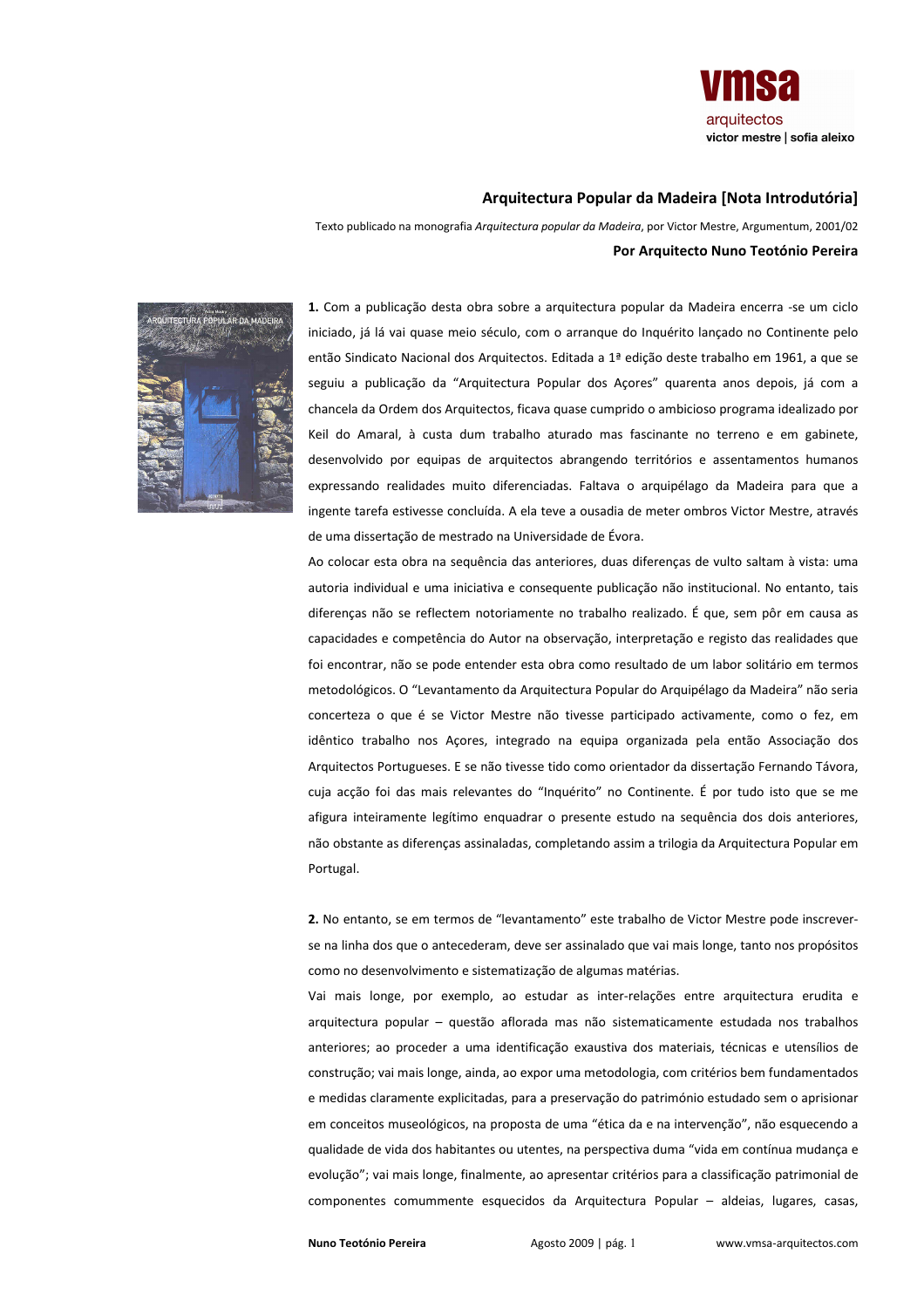vmsa
arquitectos
victor mestre | sofia aleixo

## Arquitectura Popular da Madeira [Nota Introdutória]

Texto publicado na monografia *Arquitectura popular da Madeira*, por Victor Mestre, Argumentum, 2001/02

**Por Arquitecto Nuno Teotónio Pereira**

**1.** Com a publicação desta obra sobre a arquitectura popular da Madeira encerra -se um ciclo iniciado, já lá vai quase meio século, com o arranque do Inquérito lançado no Continente pelo então Sindicato Nacional dos Arquitectos. Editada a 1ª edição deste trabalho em 1961, a que se seguiu a publicação da "Arquitectura Popular dos Açores" quarenta anos depois, já com a chancela da Ordem dos Arquitectos, ficava quase cumprido o ambicioso programa idealizado por Keil do Amaral, à custa dum trabalho aturado mas fascinante no terreno e em gabinete, desenvolvido por equipas de arquitectos abrangendo territórios e assentamentos humanos expressando realidades muito diferenciadas. Faltava o arquipélago da Madeira para que a ingente tarefa estivesse concluída. A ela teve a ousadia de meter ombros Victor Mestre, através de uma dissertação de mestrado na Universidade de Évora.

Ao colocar esta obra na sequência das anteriores, duas diferenças de vulto saltam à vista: uma autoria individual e uma iniciativa e consequente publicação não institucional. No entanto, tais diferenças não se reflectem notoriamente no trabalho realizado. É que, sem pôr em causa as capacidades e competência do Autor na observação, interpretação e registo das realidades que foi encontrar, não se pode entender esta obra como resultado de um labor solitário em termos metodológicos. O "Levantamento da Arquitectura Popular do Arquipélago da Madeira" não seria concerteza o que é se Victor Mestre não tivesse participado activamente, como o fez, em idêntico trabalho nos Açores, integrado na equipa organizada pela então Associação dos Arquitectos Portugueses. E se não tivesse tido como orientador da dissertação Fernando Távora, cuja acção foi das mais relevantes do "Inquérito" no Continente. É por tudo isto que se me afigura inteiramente legítimo enquadrar o presente estudo na sequência dos dois anteriores, não obstante as diferenças assinaladas, completando assim a trilogia da Arquitectura Popular em Portugal.

**2.** No entanto, se em termos de "levantamento" este trabalho de Victor Mestre pode inscrever-se na linha dos que o antecederam, deve ser assinalado que vai mais longe, tanto nos propósitos como no desenvolvimento e sistematização de algumas matérias.

Vai mais longe, por exemplo, ao estudar as inter-relações entre arquitectura erudita e arquitectura popular – questão aflorada mas não sistematicamente estudada nos trabalhos anteriores; ao proceder a uma identificação exaustiva dos materiais, técnicas e utensílios de construção; vai mais longe, ainda, ao expor uma metodologia, com critérios bem fundamentados e medidas claramente explicitadas, para a preservação do património estudado sem o aprisionar em conceitos museológicos, na proposta de uma "ética da e na intervenção", não esquecendo a qualidade de vida dos habitantes ou utentes, na perspectiva duma "vida em contínua mudança e evolução"; vai mais longe, finalmente, ao apresentar critérios para a classificação patrimonial de componentes comummente esquecidos da Arquitectura Popular – aldeias, lugares, casas,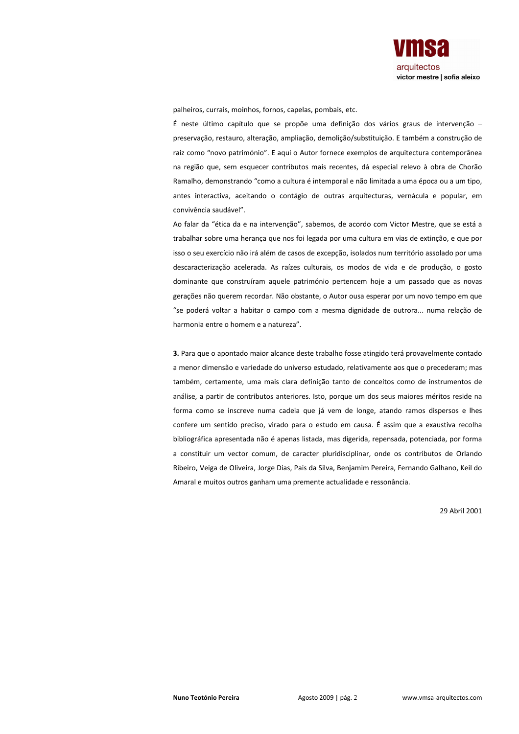palheiros, currais, moinhos, fornos, capelas, pombais, etc.

É neste último capítulo que se propõe uma definição dos vários graus de intervenção – preservação, restauro, alteração, ampliação, demolição/substituição. E também a construção de raiz como "novo património". E aqui o Autor fornece exemplos de arquitectura contemporânea na região que, sem esquecer contributos mais recentes, dá especial relevo à obra de Chorão Ramalho, demonstrando "como a cultura é intemporal e não limitada a uma época ou a um tipo, antes interactiva, aceitando o contágio de outras arquitecturas, vernácula e popular, em convivência saudável".

Ao falar da "ética da e na intervenção", sabemos, de acordo com Victor Mestre, que se está a trabalhar sobre uma herança que nos foi legada por uma cultura em vias de extinção, e que por isso o seu exercício não irá além de casos de excepção, isolados num território assolado por uma descaracterização acelerada. As raízes culturais, os modos de vida e de produção, o gosto dominante que construíram aquele património pertencem hoje a um passado que as novas gerações não querem recordar. Não obstante, o Autor ousa esperar por um novo tempo em que "se poderá voltar a habitar o campo com a mesma dignidade de outrora... numa relação de harmonia entre o homem e a natureza".

**3.** Para que o apontado maior alcance deste trabalho fosse atingido terá provavelmente contado a menor dimensão e variedade do universo estudado, relativamente aos que o precederam; mas também, certamente, uma mais clara definição tanto de conceitos como de instrumentos de análise, a partir de contributos anteriores. Isto, porque um dos seus maiores méritos reside na forma como se inscreve numa cadeia que já vem de longe, atando ramos dispersos e lhes confere um sentido preciso, virado para o estudo em causa. É assim que a exaustiva recolha bibliográfica apresentada não é apenas listada, mas digerida, repensada, potenciada, por forma a constituir um vector comum, de caracter pluridisciplinar, onde os contributos de Orlando Ribeiro, Veiga de Oliveira, Jorge Dias, Pais da Silva, Benjamim Pereira, Fernando Galhano, Keil do Amaral e muitos outros ganham uma premente actualidade e ressonância.

29 Abril 2001